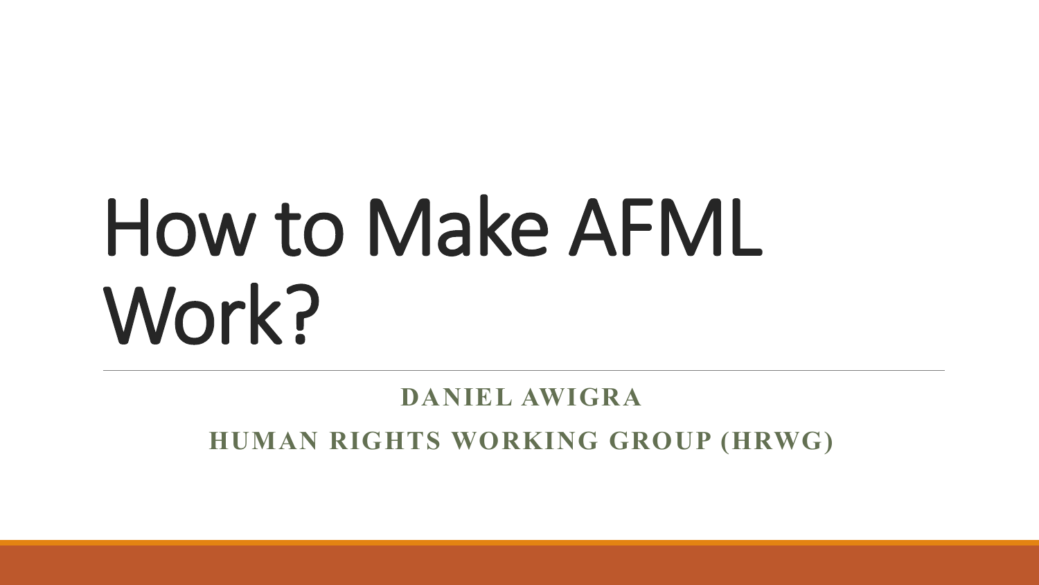# How to Make AFML Work?

**DANIEL AWIGRA**

**HUMAN RIGHTS WORKING GROUP (HRWG)**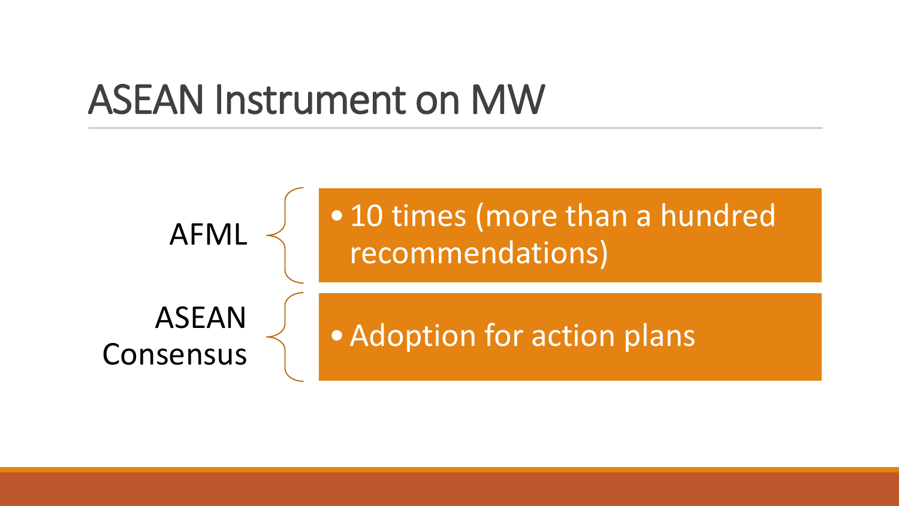# ASEAN Instrument on MW

AFML

- 10 times (more than a hundred recommendations)

ASEAN Consensus

- Adoption for action plans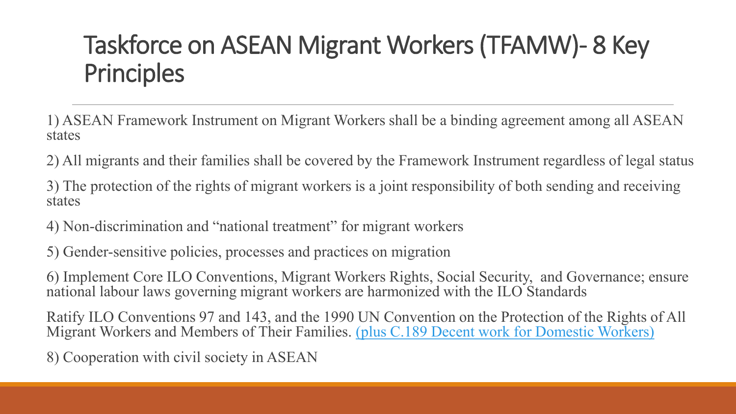# Taskforce on ASEAN Migrant Workers (TFAMW)- 8 Key Principles

1) ASEAN Framework Instrument on Migrant Workers shall be a binding agreement among all ASEAN states

2) All migrants and their families shall be covered by the Framework Instrument regardless of legal status

3) The protection of the rights of migrant workers is a joint responsibility of both sending and receiving states

4) Non-discrimination and "national treatment" for migrant workers

5) Gender-sensitive policies, processes and practices on migration

6) Implement Core ILO Conventions, Migrant Workers Rights, Social Security, and Governance; ensure national labour laws governing migrant workers are harmonized with the ILO Standards

Ratify ILO Conventions 97 and 143, and the 1990 UN Convention on the Protection of the Rights of All Migrant Workers and Members of Their Families. (plus C.189 Decent work for Domestic Workers)

8) Cooperation with civil society in ASEAN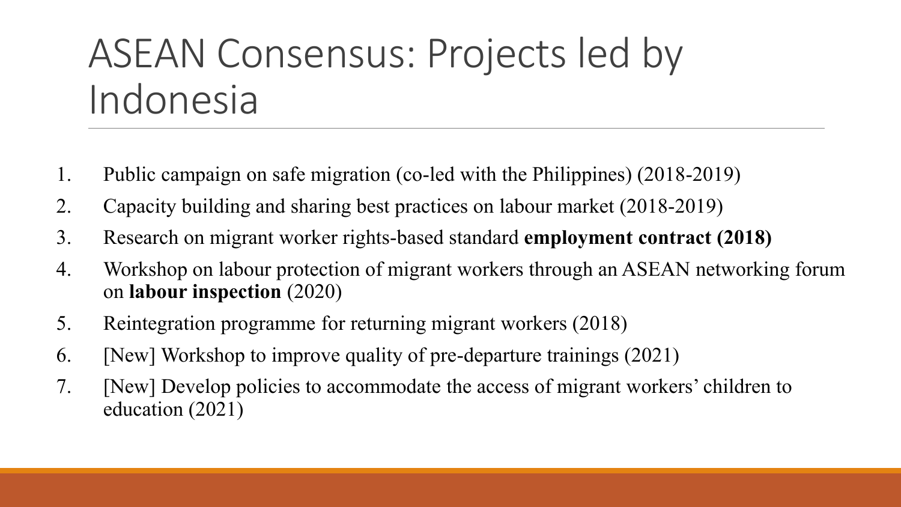# ASEAN Consensus: Projects led by Indonesia

1. Public campaign on safe migration (co-led with the Philippines) (2018-2019)
2. Capacity building and sharing best practices on labour market (2018-2019)
3. Research on migrant worker rights-based standard **employment contract (2018)**
4. Workshop on labour protection of migrant workers through an ASEAN networking forum on **labour inspection** (2020)
5. Reintegration programme for returning migrant workers (2018)
6. [New] Workshop to improve quality of pre-departure trainings (2021)
7. [New] Develop policies to accommodate the access of migrant workers' children to education (2021)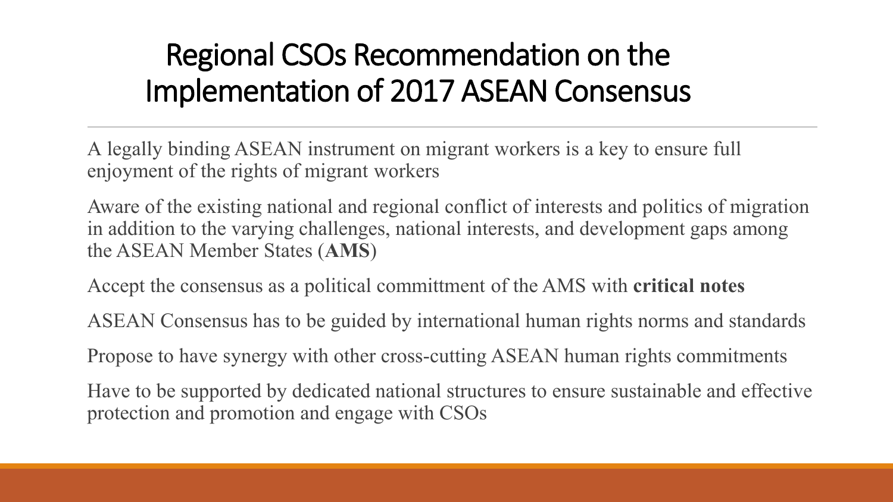# Regional CSOs Recommendation on the Implementation of 2017 ASEAN Consensus

A legally binding ASEAN instrument on migrant workers is a key to ensure full enjoyment of the rights of migrant workers

Aware of the existing national and regional conflict of interests and politics of migration in addition to the varying challenges, national interests, and development gaps among the ASEAN Member States (**AMS**)

Accept the consensus as a political committment of the AMS with **critical notes**

ASEAN Consensus has to be guided by international human rights norms and standards

Propose to have synergy with other cross-cutting ASEAN human rights commitments

Have to be supported by dedicated national structures to ensure sustainable and effective protection and promotion and engage with CSOs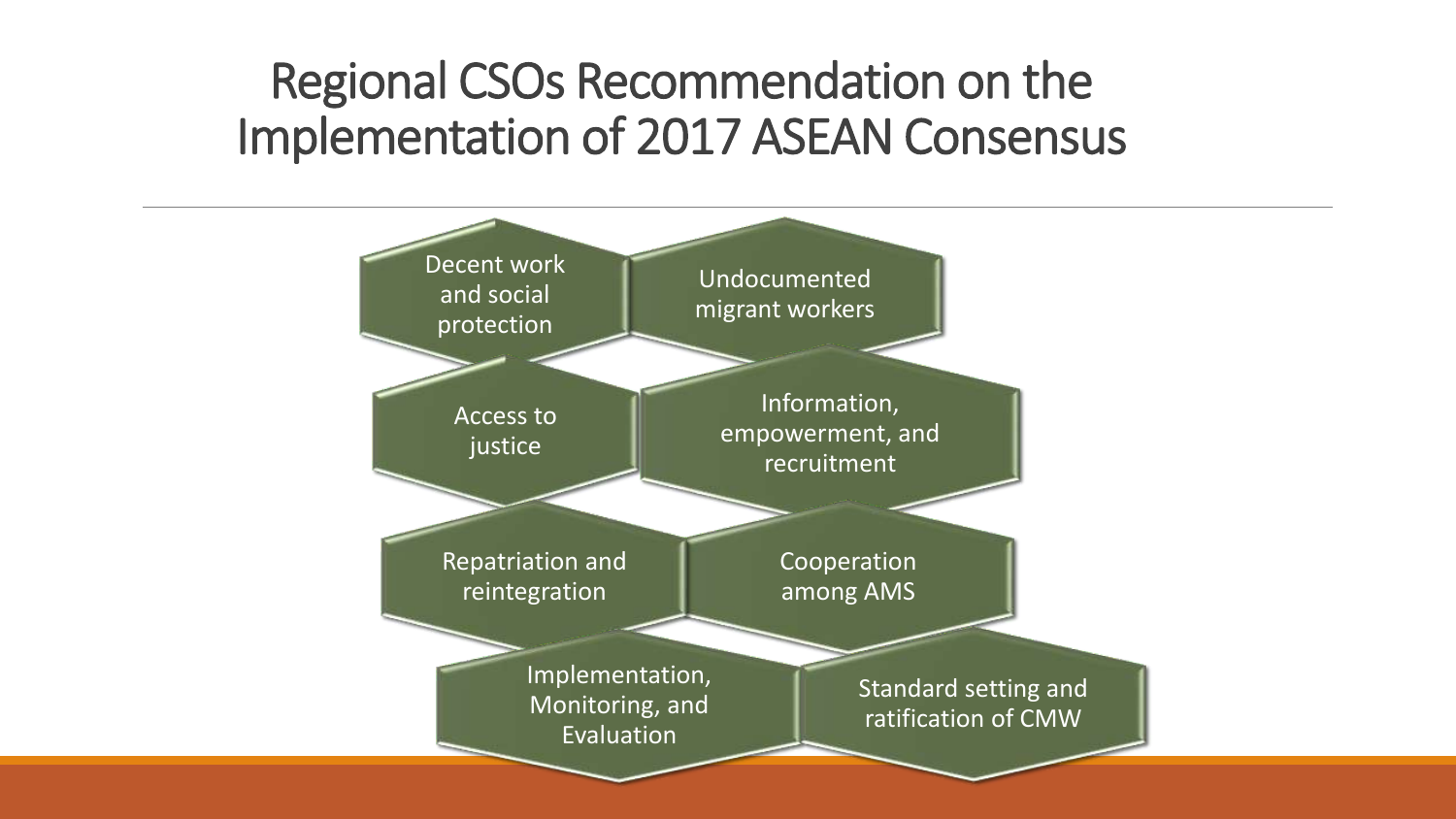# Regional CSOs Recommendation on the Implementation of 2017 ASEAN Consensus

- Decent work and social protection
- Undocumented migrant workers
- Access to justice
- Information, empowerment, and recruitment
- Repatriation and reintegration
- Cooperation among AMS
- Implementation, Monitoring, and Evaluation
- Standard setting and ratification of CMW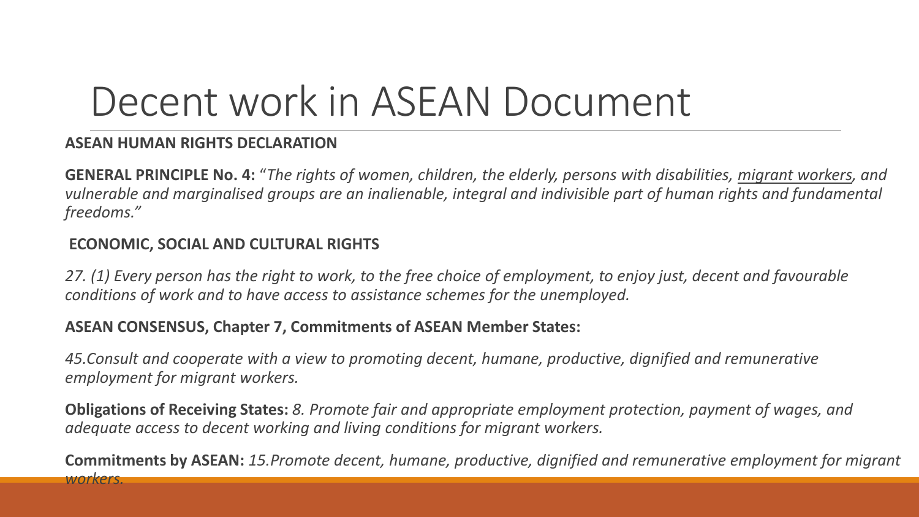# Decent work in ASEAN Document

**ASEAN HUMAN RIGHTS DECLARATION**

**GENERAL PRINCIPLE No. 4:** "*The rights of women, children, the elderly, persons with disabilities, migrant workers, and vulnerable and marginalised groups are an inalienable, integral and indivisible part of human rights and fundamental freedoms.*"

**ECONOMIC, SOCIAL AND CULTURAL RIGHTS**

*27. (1) Every person has the right to work, to the free choice of employment, to enjoy just, decent and favourable conditions of work and to have access to assistance schemes for the unemployed.*

**ASEAN CONSENSUS, Chapter 7, Commitments of ASEAN Member States:**

*45.Consult and cooperate with a view to promoting decent, humane, productive, dignified and remunerative employment for migrant workers.*

**Obligations of Receiving States:** *8. Promote fair and appropriate employment protection, payment of wages, and adequate access to decent working and living conditions for migrant workers.*

**Commitments by ASEAN:** *15.Promote decent, humane, productive, dignified and remunerative employment for migrant workers.*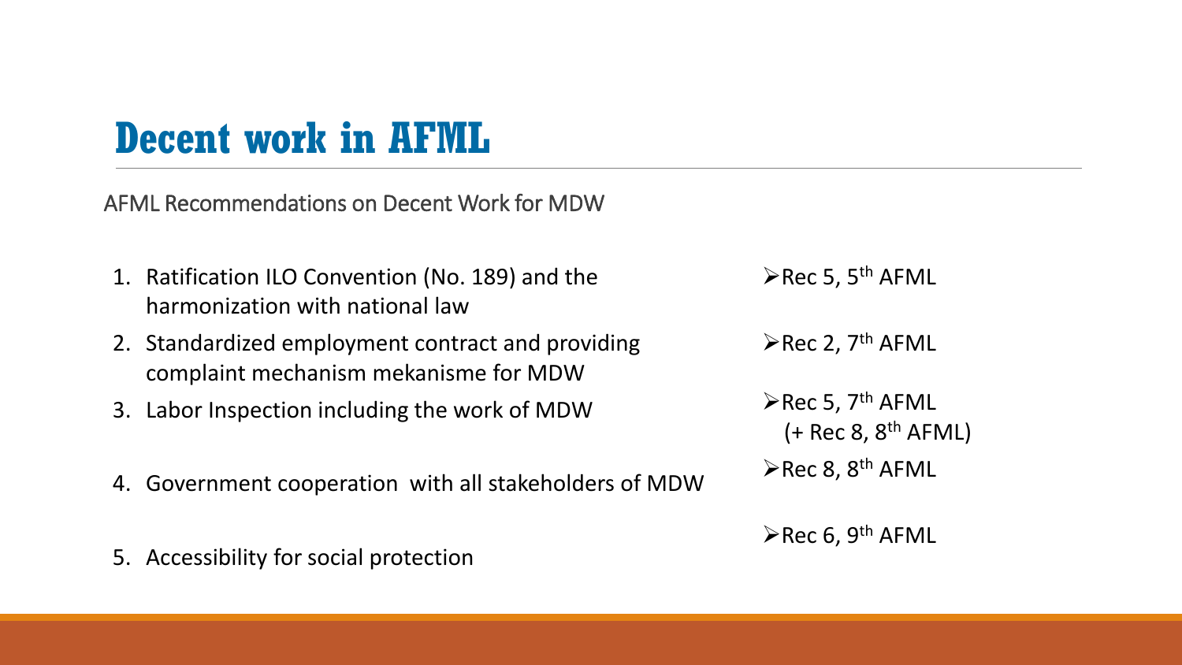# Decent work in AFML

AFML Recommendations on Decent Work for MDW

| Recommendation | Reference |
| --- | --- |
| 1. Ratification ILO Convention (No. 189) and the harmonization with national law | ➢Rec 5, 5th AFML |
| 2. Standardized employment contract and providing complaint mechanism mekanisme for MDW | ➢Rec 2, 7th AFML |
| 3. Labor Inspection including the work of MDW | ➢Rec 5, 7th AFML (+ Rec 8, 8th AFML) |
| 4. Government cooperation with all stakeholders of MDW | ➢Rec 8, 8th AFML |
| 5. Accessibility for social protection | ➢Rec 6, 9th AFML |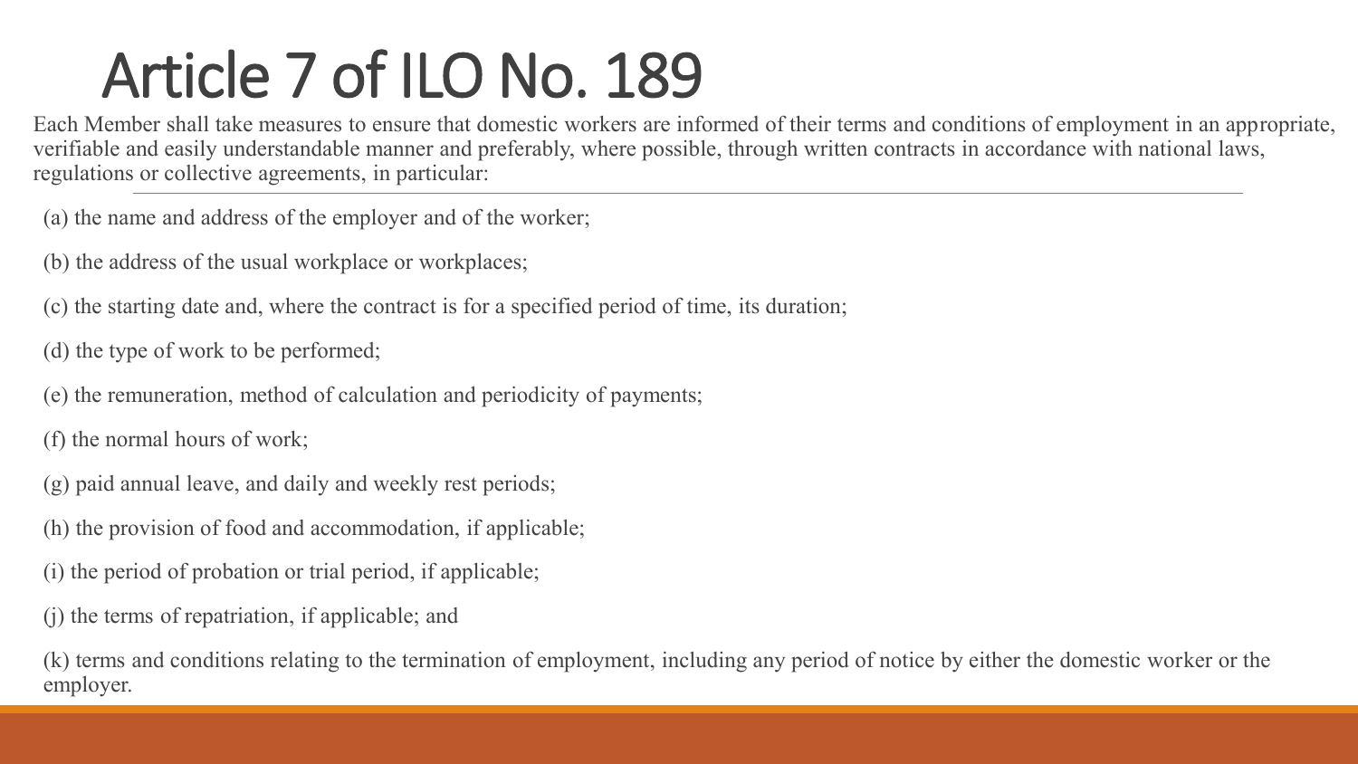# Article 7 of ILO No. 189

Each Member shall take measures to ensure that domestic workers are informed of their terms and conditions of employment in an appropriate, verifiable and easily understandable manner and preferably, where possible, through written contracts in accordance with national laws, regulations or collective agreements, in particular:

(a) the name and address of the employer and of the worker;

(b) the address of the usual workplace or workplaces;

(c) the starting date and, where the contract is for a specified period of time, its duration;

(d) the type of work to be performed;

(e) the remuneration, method of calculation and periodicity of payments;

(f) the normal hours of work;

(g) paid annual leave, and daily and weekly rest periods;

(h) the provision of food and accommodation, if applicable;

(i) the period of probation or trial period, if applicable;

(j) the terms of repatriation, if applicable; and

(k) terms and conditions relating to the termination of employment, including any period of notice by either the domestic worker or the employer.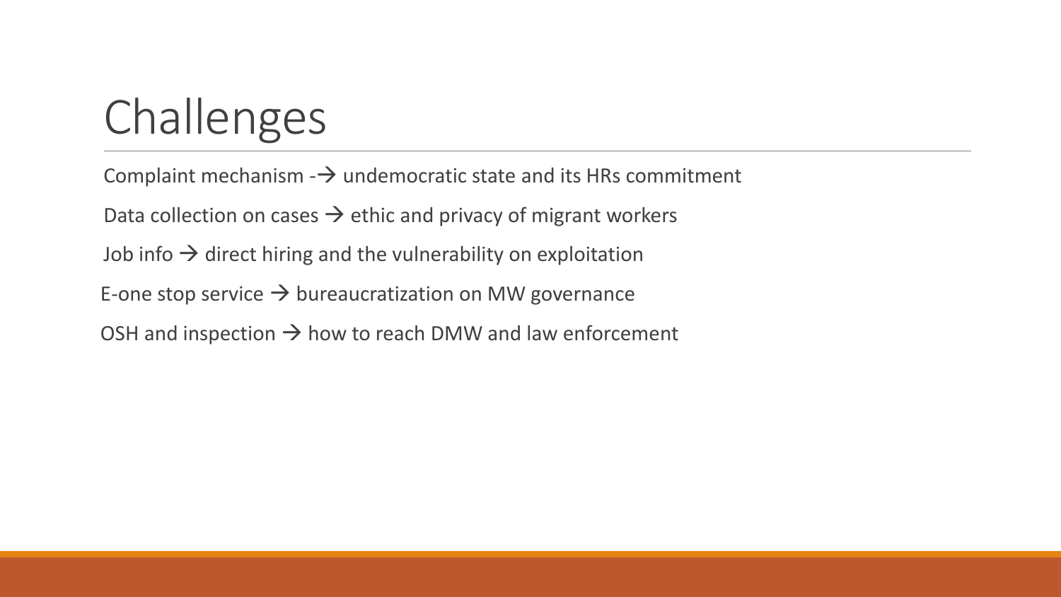# Challenges

Complaint mechanism -→ undemocratic state and its HRs commitment

Data collection on cases → ethic and privacy of migrant workers

Job info → direct hiring and the vulnerability on exploitation

E-one stop service → bureaucratization on MW governance

OSH and inspection → how to reach DMW and law enforcement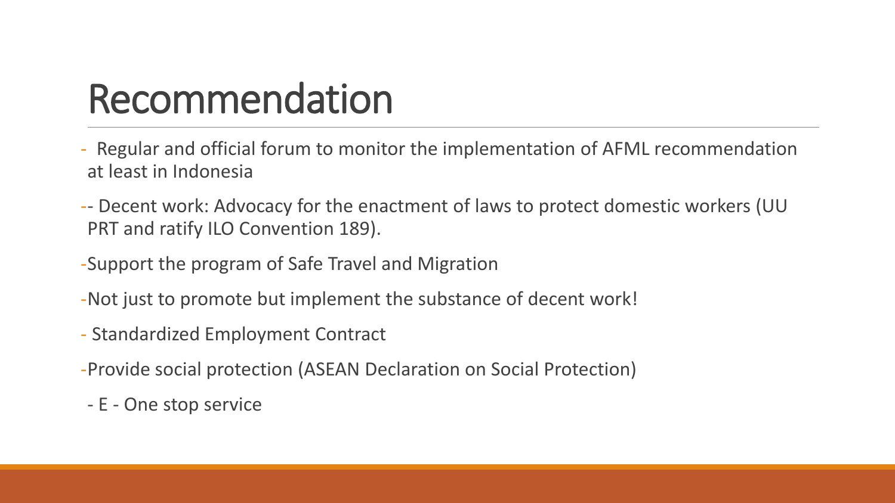# Recommendation

- Regular and official forum to monitor the implementation of AFML recommendation at least in Indonesia
- - Decent work: Advocacy for the enactment of laws to protect domestic workers (UU PRT and ratify ILO Convention 189).
- Support the program of Safe Travel and Migration
- Not just to promote but implement the substance of decent work!
- Standardized Employment Contract
- Provide social protection (ASEAN Declaration on Social Protection)
- E - One stop service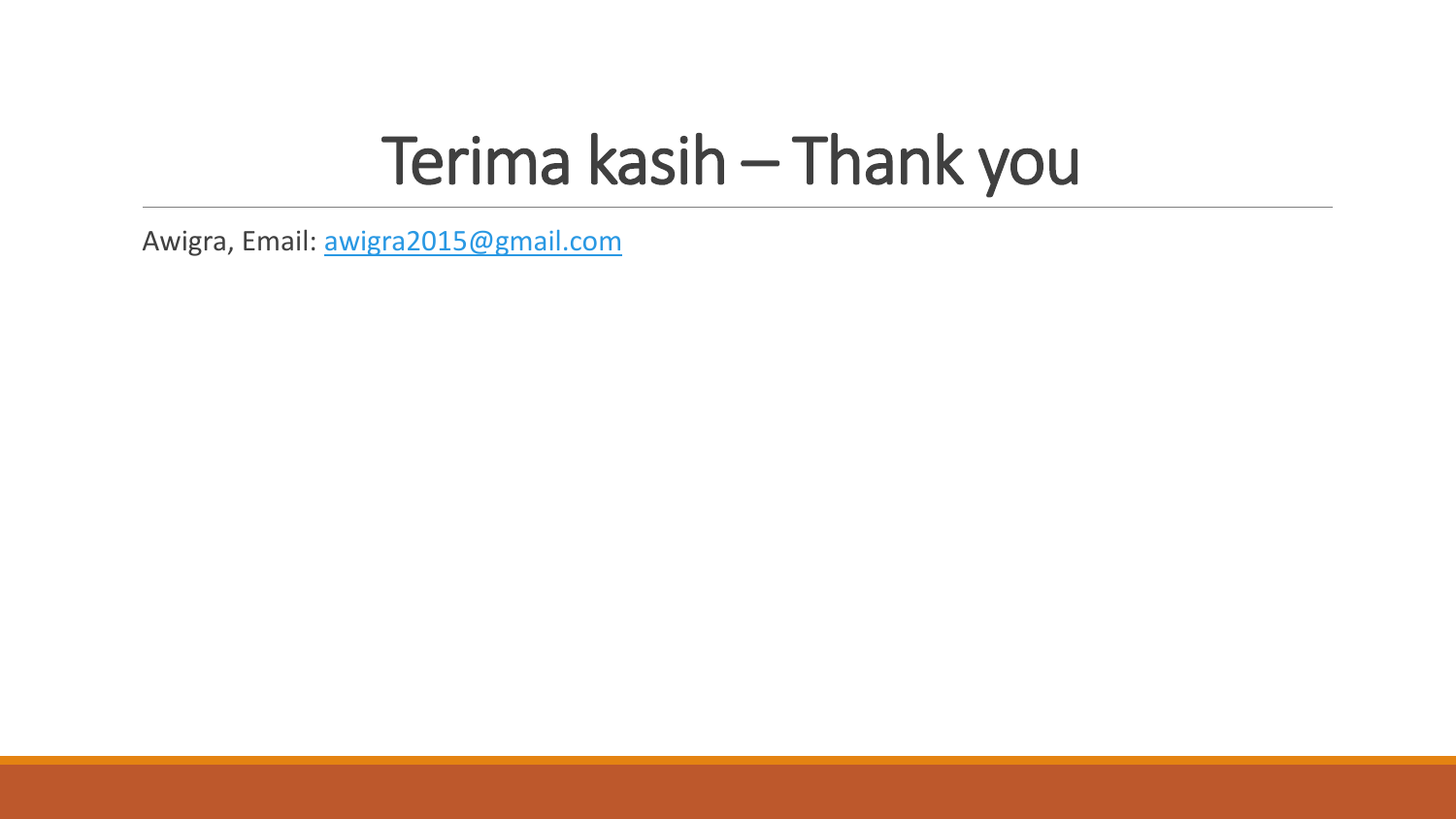# Terima kasih – Thank you

Awigra, Email: awigra2015@gmail.com